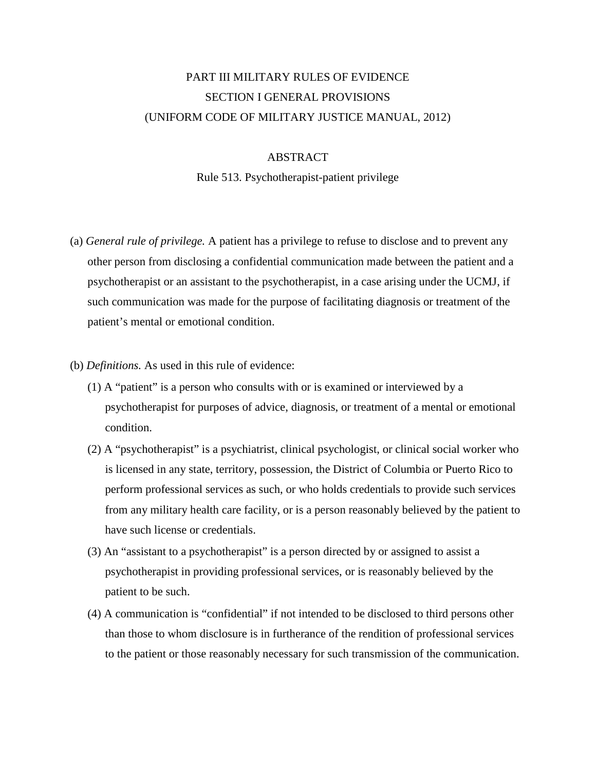# PART III MILITARY RULES OF EVIDENCE
## SECTION I GENERAL PROVISIONS
## (UNIFORM CODE OF MILITARY JUSTICE MANUAL, 2012)

### ABSTRACT

### Rule 513. Psychotherapist-patient privilege

(a) *General rule of privilege.* A patient has a privilege to refuse to disclose and to prevent any other person from disclosing a confidential communication made between the patient and a psychotherapist or an assistant to the psychotherapist, in a case arising under the UCMJ, if such communication was made for the purpose of facilitating diagnosis or treatment of the patient's mental or emotional condition.

(b) *Definitions.* As used in this rule of evidence:

(1) A "patient" is a person who consults with or is examined or interviewed by a psychotherapist for purposes of advice, diagnosis, or treatment of a mental or emotional condition.

(2) A "psychotherapist" is a psychiatrist, clinical psychologist, or clinical social worker who is licensed in any state, territory, possession, the District of Columbia or Puerto Rico to perform professional services as such, or who holds credentials to provide such services from any military health care facility, or is a person reasonably believed by the patient to have such license or credentials.

(3) An "assistant to a psychotherapist" is a person directed by or assigned to assist a psychotherapist in providing professional services, or is reasonably believed by the patient to be such.

(4) A communication is "confidential" if not intended to be disclosed to third persons other than those to whom disclosure is in furtherance of the rendition of professional services to the patient or those reasonably necessary for such transmission of the communication.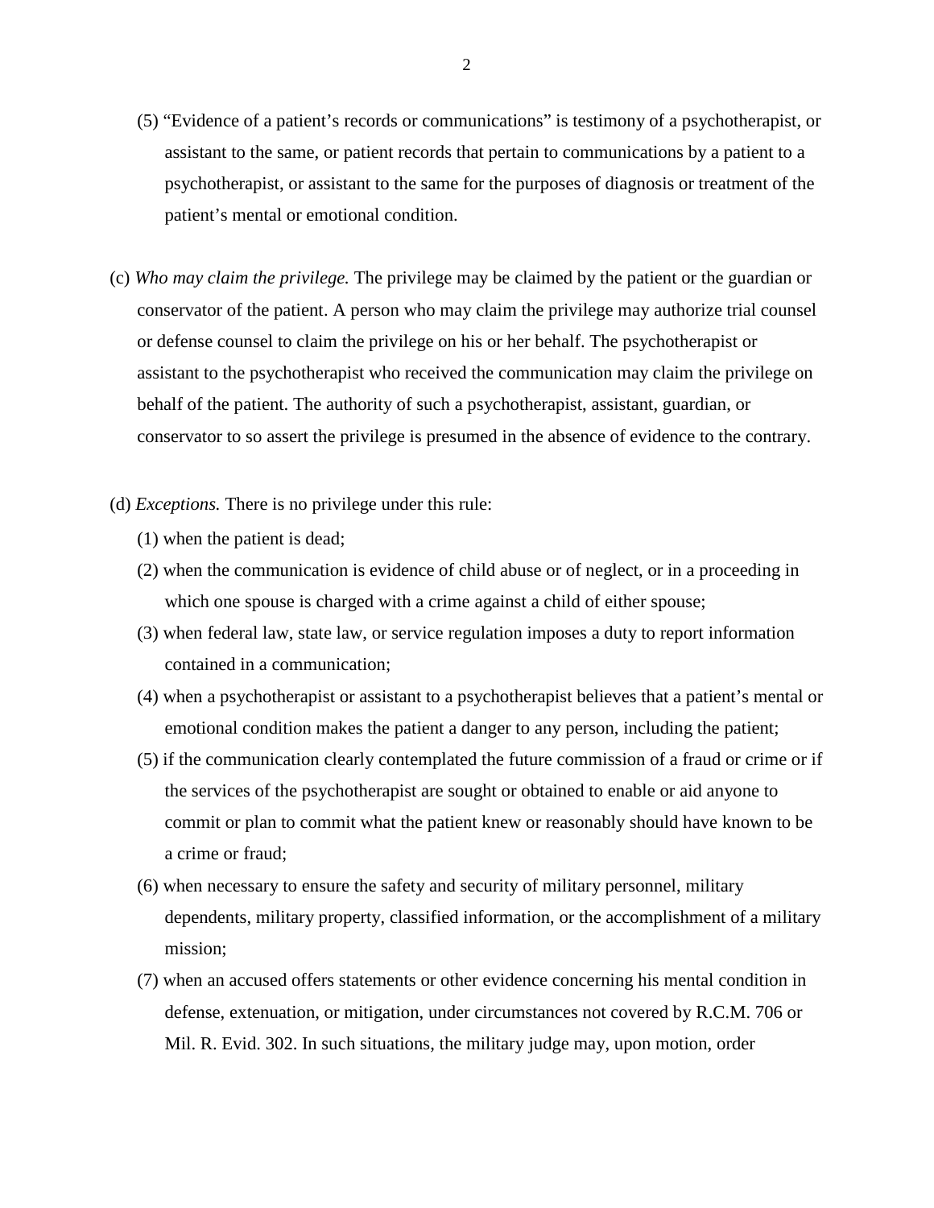(5) "Evidence of a patient's records or communications" is testimony of a psychotherapist, or assistant to the same, or patient records that pertain to communications by a patient to a psychotherapist, or assistant to the same for the purposes of diagnosis or treatment of the patient's mental or emotional condition.

(c) *Who may claim the privilege.* The privilege may be claimed by the patient or the guardian or conservator of the patient. A person who may claim the privilege may authorize trial counsel or defense counsel to claim the privilege on his or her behalf. The psychotherapist or assistant to the psychotherapist who received the communication may claim the privilege on behalf of the patient. The authority of such a psychotherapist, assistant, guardian, or conservator to so assert the privilege is presumed in the absence of evidence to the contrary.

(d) *Exceptions.* There is no privilege under this rule:

(1) when the patient is dead;

(2) when the communication is evidence of child abuse or of neglect, or in a proceeding in which one spouse is charged with a crime against a child of either spouse;

(3) when federal law, state law, or service regulation imposes a duty to report information contained in a communication;

(4) when a psychotherapist or assistant to a psychotherapist believes that a patient's mental or emotional condition makes the patient a danger to any person, including the patient;

(5) if the communication clearly contemplated the future commission of a fraud or crime or if the services of the psychotherapist are sought or obtained to enable or aid anyone to commit or plan to commit what the patient knew or reasonably should have known to be a crime or fraud;

(6) when necessary to ensure the safety and security of military personnel, military dependents, military property, classified information, or the accomplishment of a military mission;

(7) when an accused offers statements or other evidence concerning his mental condition in defense, extenuation, or mitigation, under circumstances not covered by R.C.M. 706 or Mil. R. Evid. 302. In such situations, the military judge may, upon motion, order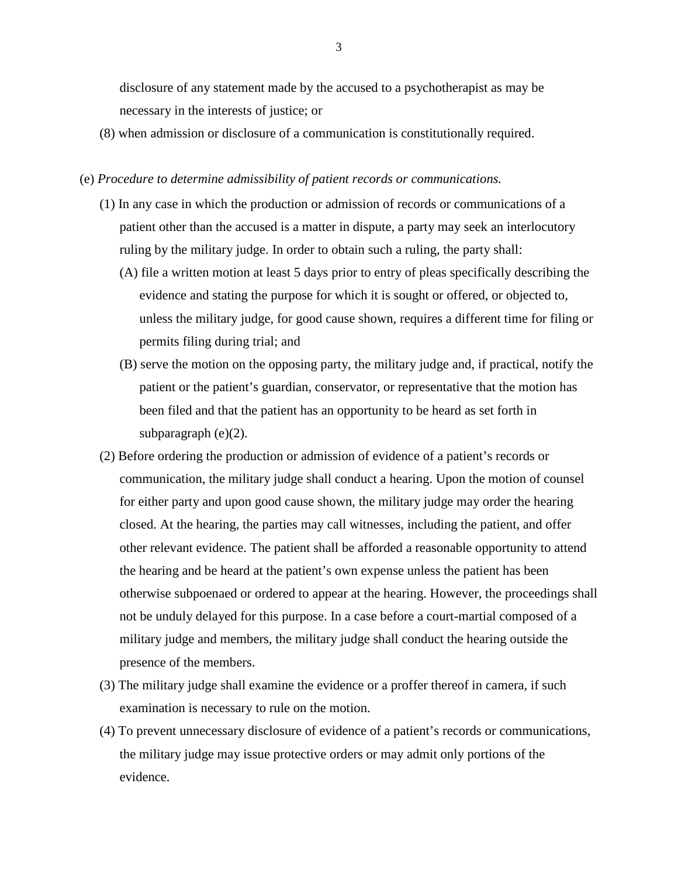disclosure of any statement made by the accused to a psychotherapist as may be necessary in the interests of justice; or

(8) when admission or disclosure of a communication is constitutionally required.

(e) *Procedure to determine admissibility of patient records or communications.*

(1) In any case in which the production or admission of records or communications of a patient other than the accused is a matter in dispute, a party may seek an interlocutory ruling by the military judge. In order to obtain such a ruling, the party shall:

(A) file a written motion at least 5 days prior to entry of pleas specifically describing the evidence and stating the purpose for which it is sought or offered, or objected to, unless the military judge, for good cause shown, requires a different time for filing or permits filing during trial; and

(B) serve the motion on the opposing party, the military judge and, if practical, notify the patient or the patient's guardian, conservator, or representative that the motion has been filed and that the patient has an opportunity to be heard as set forth in subparagraph (e)(2).

(2) Before ordering the production or admission of evidence of a patient's records or communication, the military judge shall conduct a hearing. Upon the motion of counsel for either party and upon good cause shown, the military judge may order the hearing closed. At the hearing, the parties may call witnesses, including the patient, and offer other relevant evidence. The patient shall be afforded a reasonable opportunity to attend the hearing and be heard at the patient's own expense unless the patient has been otherwise subpoenaed or ordered to appear at the hearing. However, the proceedings shall not be unduly delayed for this purpose. In a case before a court-martial composed of a military judge and members, the military judge shall conduct the hearing outside the presence of the members.

(3) The military judge shall examine the evidence or a proffer thereof in camera, if such examination is necessary to rule on the motion.

(4) To prevent unnecessary disclosure of evidence of a patient's records or communications, the military judge may issue protective orders or may admit only portions of the evidence.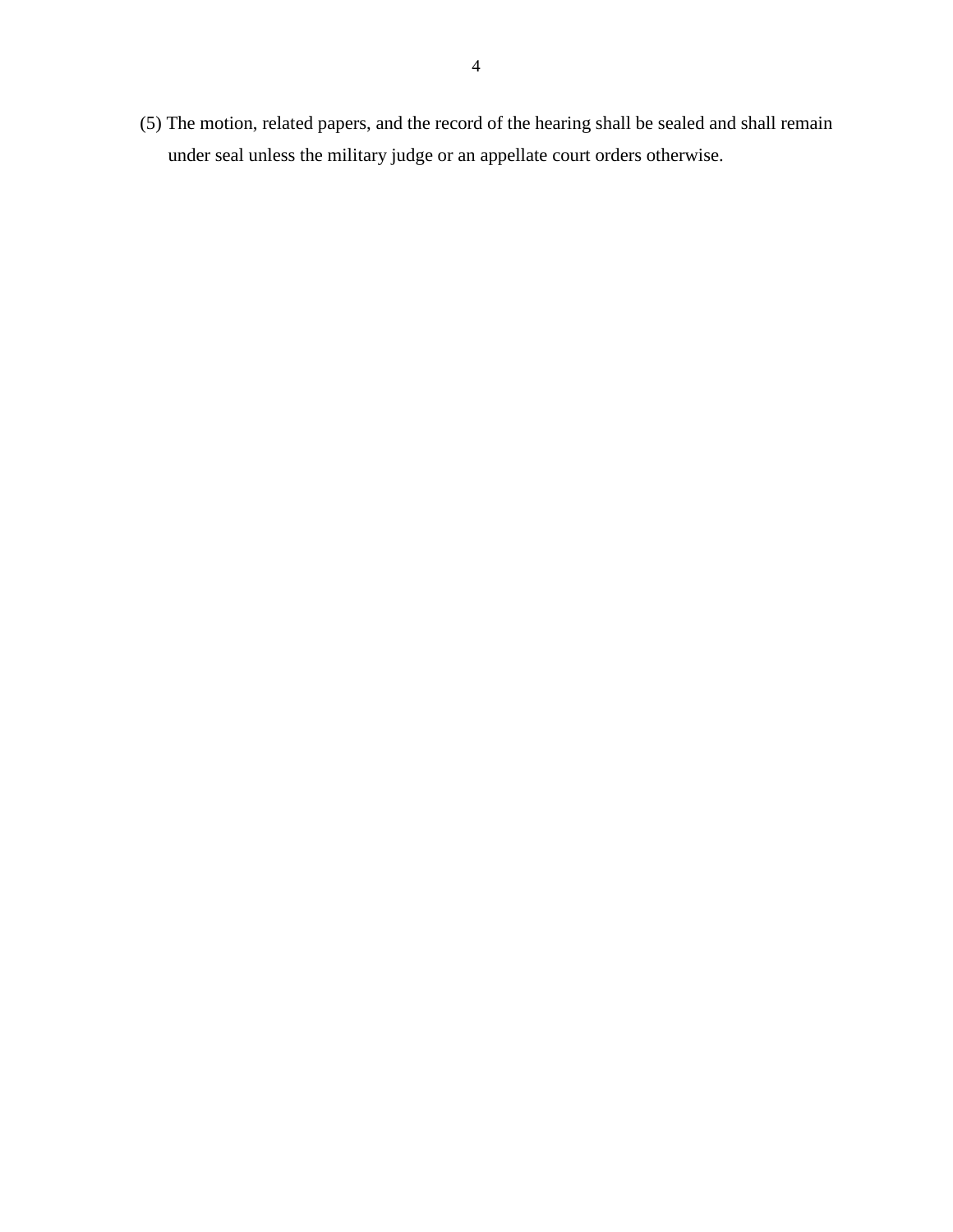(5) The motion, related papers, and the record of the hearing shall be sealed and shall remain under seal unless the military judge or an appellate court orders otherwise.